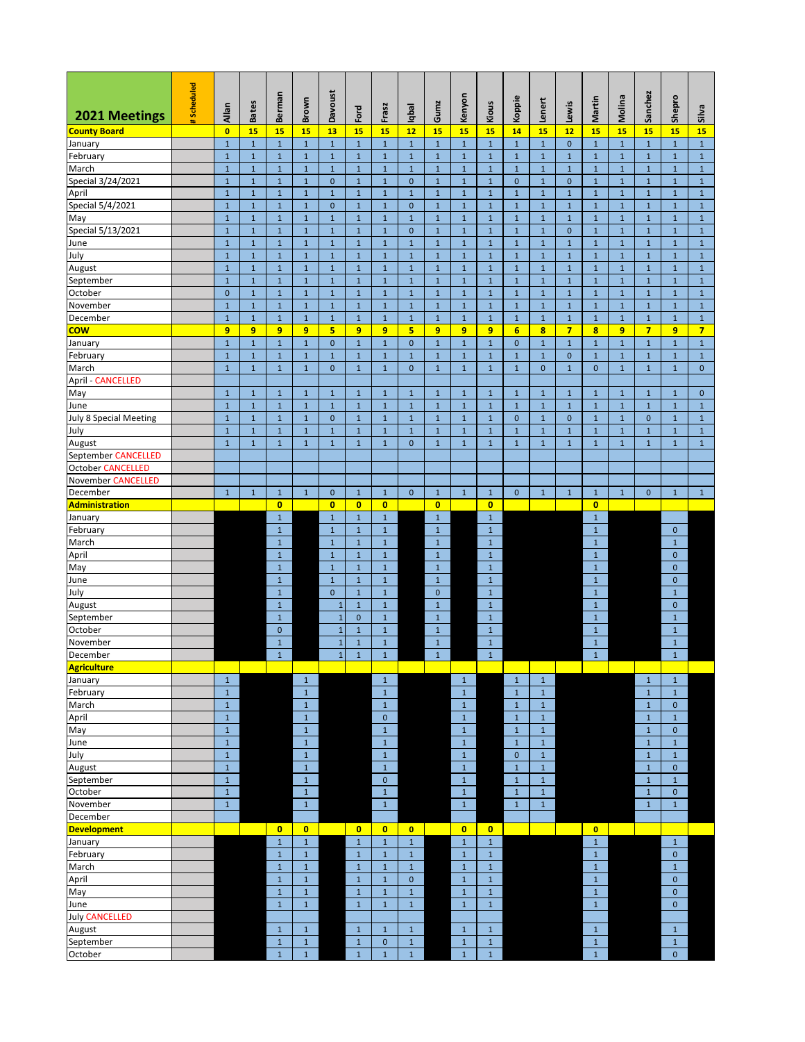| 2021 Meetings | # Scheduled | Allan | Bates | Berman | Brown | Davoust | Ford | Frasz | Iqbal | Gumz | Kenyon | Kious | Koppie | Lenert | Lewis | Martin | Molina | Sanchez | Shepro | Silva |
|---|---|---|---|---|---|---|---|---|---|---|---|---|---|---|---|---|---|---|---|---|
| **County Board** | | **0** | **15** | **15** | **15** | **13** | **15** | **15** | **12** | **15** | **15** | **15** | **14** | **15** | **12** | **15** | **15** | **15** | **15** | **15** |
| January | | 1 | 1 | 1 | 1 | 1 | 1 | 1 | 1 | 1 | 1 | 1 | 1 | 1 | 0 | 1 | 1 | 1 | 1 | 1 |
| February | | 1 | 1 | 1 | 1 | 1 | 1 | 1 | 1 | 1 | 1 | 1 | 1 | 1 | 1 | 1 | 1 | 1 | 1 | 1 |
| March | | 1 | 1 | 1 | 1 | 1 | 1 | 1 | 1 | 1 | 1 | 1 | 1 | 1 | 1 | 1 | 1 | 1 | 1 | 1 |
| Special 3/24/2021 | | 1 | 1 | 1 | 1 | 0 | 1 | 1 | 0 | 1 | 1 | 1 | 0 | 1 | 0 | 1 | 1 | 1 | 1 | 1 |
| April | | 1 | 1 | 1 | 1 | 1 | 1 | 1 | 1 | 1 | 1 | 1 | 1 | 1 | 1 | 1 | 1 | 1 | 1 | 1 |
| Special 5/4/2021 | | 1 | 1 | 1 | 1 | 0 | 1 | 1 | 0 | 1 | 1 | 1 | 1 | 1 | 1 | 1 | 1 | 1 | 1 | 1 |
| May | | 1 | 1 | 1 | 1 | 1 | 1 | 1 | 1 | 1 | 1 | 1 | 1 | 1 | 1 | 1 | 1 | 1 | 1 | 1 |
| Special 5/13/2021 | | 1 | 1 | 1 | 1 | 1 | 1 | 1 | 0 | 1 | 1 | 1 | 1 | 1 | 0 | 1 | 1 | 1 | 1 | 1 |
| June | | 1 | 1 | 1 | 1 | 1 | 1 | 1 | 1 | 1 | 1 | 1 | 1 | 1 | 1 | 1 | 1 | 1 | 1 | 1 |
| July | | 1 | 1 | 1 | 1 | 1 | 1 | 1 | 1 | 1 | 1 | 1 | 1 | 1 | 1 | 1 | 1 | 1 | 1 | 1 |
| August | | 1 | 1 | 1 | 1 | 1 | 1 | 1 | 1 | 1 | 1 | 1 | 1 | 1 | 1 | 1 | 1 | 1 | 1 | 1 |
| September | | 1 | 1 | 1 | 1 | 1 | 1 | 1 | 1 | 1 | 1 | 1 | 1 | 1 | 1 | 1 | 1 | 1 | 1 | 1 |
| October | | 0 | 1 | 1 | 1 | 1 | 1 | 1 | 1 | 1 | 1 | 1 | 1 | 1 | 1 | 1 | 1 | 1 | 1 | 1 |
| November | | 1 | 1 | 1 | 1 | 1 | 1 | 1 | 1 | 1 | 1 | 1 | 1 | 1 | 1 | 1 | 1 | 1 | 1 | 1 |
| December | | 1 | 1 | 1 | 1 | 1 | 1 | 1 | 1 | 1 | 1 | 1 | 1 | 1 | 1 | 1 | 1 | 1 | 1 | 1 |
| **COW** | | **9** | **9** | **9** | **9** | **5** | **9** | **9** | **5** | **9** | **9** | **9** | **6** | **8** | **7** | **8** | **9** | **7** | **9** | **7** |
| January | | 1 | 1 | 1 | 1 | 0 | 1 | 1 | 0 | 1 | 1 | 1 | 0 | 1 | 1 | 1 | 1 | 1 | 1 | 1 |
| February | | 1 | 1 | 1 | 1 | 1 | 1 | 1 | 1 | 1 | 1 | 1 | 1 | 1 | 0 | 1 | 1 | 1 | 1 | 1 |
| March | | 1 | 1 | 1 | 1 | 0 | 1 | 1 | 0 | 1 | 1 | 1 | 1 | 0 | 1 | 0 | 1 | 1 | 1 | 0 |
| April - CANCELLED | | | | | | | | | | | | | | | | | | | | |
| May | | 1 | 1 | 1 | 1 | 1 | 1 | 1 | 1 | 1 | 1 | 1 | 1 | 1 | 1 | 1 | 1 | 1 | 1 | 0 |
| June | | 1 | 1 | 1 | 1 | 1 | 1 | 1 | 1 | 1 | 1 | 1 | 1 | 1 | 1 | 1 | 1 | 1 | 1 | 1 |
| July 8 Special Meeting | | 1 | 1 | 1 | 1 | 0 | 1 | 1 | 1 | 1 | 1 | 1 | 0 | 1 | 0 | 1 | 1 | 0 | 1 | 1 |
| July | | 1 | 1 | 1 | 1 | 1 | 1 | 1 | 1 | 1 | 1 | 1 | 1 | 1 | 1 | 1 | 1 | 1 | 1 | 1 |
| August | | 1 | 1 | 1 | 1 | 1 | 1 | 1 | 0 | 1 | 1 | 1 | 1 | 1 | 1 | 1 | 1 | 1 | 1 | 1 |
| September CANCELLED | | | | | | | | | | | | | | | | | | | | |
| October CANCELLED | | | | | | | | | | | | | | | | | | | | |
| November CANCELLED | | | | | | | | | | | | | | | | | | | | |
| December | | 1 | 1 | 1 | 1 | 0 | 1 | 1 | 0 | 1 | 1 | 1 | 0 | 1 | 1 | 1 | 1 | 0 | 1 | 1 |
| **Administration** | | | | **0** | | **0** | **0** | **0** | | **0** | | **0** | | | | **0** | | | | |
| January | | | | 1 | | 1 | 1 | 1 | | 1 | | 1 | | | | 1 | | | | |
| February | | | | 1 | | 1 | 1 | 1 | | 1 | | 1 | | | | 1 | | | 0 | |
| March | | | | 1 | | 1 | 1 | 1 | | 1 | | 1 | | | | 1 | | | 1 | |
| April | | | | 1 | | 1 | 1 | 1 | | 1 | | 1 | | | | 1 | | | 0 | |
| May | | | | 1 | | 1 | 1 | 1 | | 1 | | 1 | | | | 1 | | | 0 | |
| June | | | | 1 | | 1 | 1 | 1 | | 1 | | 1 | | | | 1 | | | 0 | |
| July | | | | 1 | | 0 | 1 | 1 | | 0 | | 1 | | | | 1 | | | 1 | |
| August | | | | 1 | | 1 | 1 | 1 | | 1 | | 1 | | | | 1 | | | 0 | |
| September | | | | 1 | | 1 | 0 | 1 | | 1 | | 1 | | | | 1 | | | 1 | |
| October | | | | 0 | | 1 | 1 | 1 | | 1 | | 1 | | | | 1 | | | 1 | |
| November | | | | 1 | | 1 | 1 | 1 | | 1 | | 1 | | | | 1 | | | 1 | |
| December | | | | 1 | | 1 | 1 | 1 | | 1 | | 1 | | | | 1 | | | 1 | |
| **Agriculture** | | | | | | | | | | | | | | | | | | | | |
| January | | 1 | | | 1 | | | 1 | | | 1 | | 1 | 1 | | | | 1 | 1 | |
| February | | 1 | | | 1 | | | 1 | | | 1 | | 1 | 1 | | | | 1 | 1 | |
| March | | 1 | | | 1 | | | 1 | | | 1 | | 1 | 1 | | | | 1 | 0 | |
| April | | 1 | | | 1 | | | 0 | | | 1 | | 1 | 1 | | | | 1 | 1 | |
| May | | 1 | | | 1 | | | 1 | | | 1 | | 1 | 1 | | | | 1 | 0 | |
| June | | 1 | | | 1 | | | 1 | | | 1 | | 1 | 1 | | | | 1 | 1 | |
| July | | 1 | | | 1 | | | 1 | | | 1 | | 0 | 1 | | | | 1 | 1 | |
| August | | 1 | | | 1 | | | 1 | | | 1 | | 1 | 1 | | | | 1 | 0 | |
| September | | 1 | | | 1 | | | 0 | | | 1 | | 1 | 1 | | | | 1 | 1 | |
| October | | 1 | | | 1 | | | 1 | | | 1 | | 1 | 1 | | | | 1 | 0 | |
| November | | 1 | | | 1 | | | 1 | | | 1 | | 1 | 1 | | | | 1 | 1 | |
| December | | | | | | | | | | | | | | | | | | | | |
| **Development** | | | | **0** | **0** | | **0** | **0** | **0** | | **0** | **0** | | | | **0** | | | | |
| January | | | | 1 | 1 | | 1 | 1 | 1 | | 1 | 1 | | | | 1 | | | 1 | |
| February | | | | 1 | 1 | | 1 | 1 | 1 | | 1 | 1 | | | | 1 | | | 0 | |
| March | | | | 1 | 1 | | 1 | 1 | 1 | | 1 | 1 | | | | 1 | | | 1 | |
| April | | | | 1 | 1 | | 1 | 1 | 0 | | 1 | 1 | | | | 1 | | | 0 | |
| May | | | | 1 | 1 | | 1 | 1 | 1 | | 1 | 1 | | | | 1 | | | 0 | |
| June | | | | 1 | 1 | | 1 | 1 | 1 | | 1 | 1 | | | | 1 | | | 0 | |
| July CANCELLED | | | | | | | | | | | | | | | | | | | | |
| August | | | | 1 | 1 | | 1 | 1 | 1 | | 1 | 1 | | | | 1 | | | 1 | |
| September | | | | 1 | 1 | | 1 | 0 | 1 | | 1 | 1 | | | | 1 | | | 1 | |
| October | | | | 1 | 1 | | 1 | 1 | 1 | | 1 | 1 | | | | 1 | | | 0 | |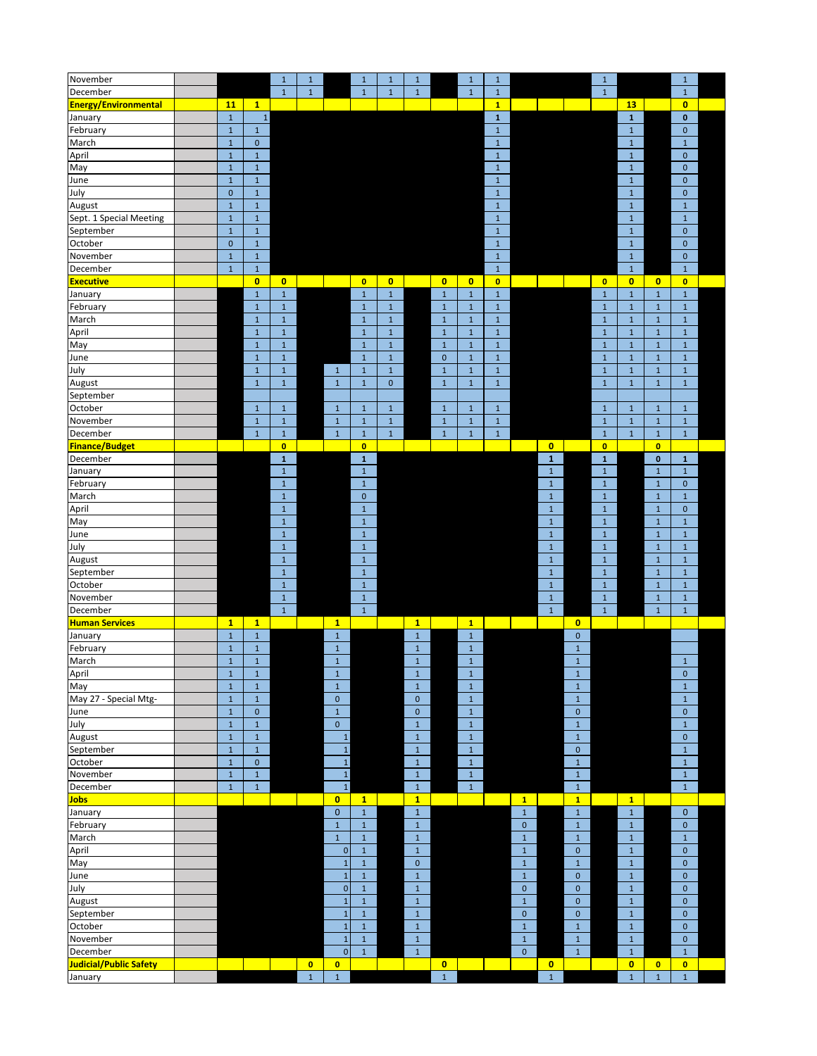| | | | | | | | | | | | | | | | | | | | | |
|---|---|---|---|---|---|---|---|---|---|---|---|---|---|---|---|---|---|---|---|---|
| November | | | | 1 | 1 | | 1 | 1 | 1 | | 1 | 1 | | | | 1 | | | 1 | |
| December | | | | 1 | 1 | | 1 | 1 | 1 | | 1 | 1 | | | | 1 | | | 1 | |
| **Energy/Environmental** | | **11** | **1** | | | | | | | | | **1** | | | | | **13** | | **0** | |
| January | | 1 | 1 | | | | | | | | | 1 | | | | | 1 | | 0 | |
| February | | 1 | 1 | | | | | | | | | 1 | | | | | 1 | | 0 | |
| March | | 1 | 0 | | | | | | | | | 1 | | | | | 1 | | 1 | |
| April | | 1 | 1 | | | | | | | | | 1 | | | | | 1 | | 0 | |
| May | | 1 | 1 | | | | | | | | | 1 | | | | | 1 | | 0 | |
| June | | 1 | 1 | | | | | | | | | 1 | | | | | 1 | | 0 | |
| July | | 0 | 1 | | | | | | | | | 1 | | | | | 1 | | 0 | |
| August | | 1 | 1 | | | | | | | | | 1 | | | | | 1 | | 1 | |
| Sept. 1 Special Meeting | | 1 | 1 | | | | | | | | | 1 | | | | | 1 | | 1 | |
| September | | 1 | 1 | | | | | | | | | 1 | | | | | 1 | | 0 | |
| October | | 0 | 1 | | | | | | | | | 1 | | | | | 1 | | 0 | |
| November | | 1 | 1 | | | | | | | | | 1 | | | | | 1 | | 0 | |
| December | | 1 | 1 | | | | | | | | | 1 | | | | | 1 | | 1 | |
| **Executive** | | | **0** | **0** | | | **0** | **0** | | **0** | **0** | **0** | | | | **0** | **0** | **0** | **0** | |
| January | | | 1 | 1 | | | 1 | 1 | | 1 | 1 | 1 | | | | 1 | 1 | 1 | 1 | |
| February | | | 1 | 1 | | | 1 | 1 | | 1 | 1 | 1 | | | | 1 | 1 | 1 | 1 | |
| March | | | 1 | 1 | | | 1 | 1 | | 1 | 1 | 1 | | | | 1 | 1 | 1 | 1 | |
| April | | | 1 | 1 | | | 1 | 1 | | 1 | 1 | 1 | | | | 1 | 1 | 1 | 1 | |
| May | | | 1 | 1 | | | 1 | 1 | | 1 | 1 | 1 | | | | 1 | 1 | 1 | 1 | |
| June | | | 1 | 1 | | | 1 | 1 | | 0 | 1 | 1 | | | | 1 | 1 | 1 | 1 | |
| July | | | 1 | 1 | | 1 | 1 | 1 | | 1 | 1 | 1 | | | | 1 | 1 | 1 | 1 | |
| August | | | 1 | 1 | | 1 | 1 | 0 | | 1 | 1 | 1 | | | | 1 | 1 | 1 | 1 | |
| September | | | | | | | | | | | | | | | | | | | | |
| October | | | 1 | 1 | | 1 | 1 | 1 | | 1 | 1 | 1 | | | | 1 | 1 | 1 | 1 | |
| November | | | 1 | 1 | | 1 | 1 | 1 | | 1 | 1 | 1 | | | | 1 | 1 | 1 | 1 | |
| December | | | 1 | 1 | | 1 | 1 | 1 | | 1 | 1 | 1 | | | | 1 | 1 | 1 | 1 | |
| **Finance/Budget** | | | | **0** | | | **0** | | | | | | | **0** | | **0** | | **0** | | |
| December | | | | 1 | | | 1 | | | | | | | 1 | | 1 | | 0 | 1 | |
| January | | | | 1 | | | 1 | | | | | | | 1 | | 1 | | 1 | 1 | |
| February | | | | 1 | | | 1 | | | | | | | 1 | | 1 | | 1 | 0 | |
| March | | | | 1 | | | 0 | | | | | | | 1 | | 1 | | 1 | 1 | |
| April | | | | 1 | | | 1 | | | | | | | 1 | | 1 | | 1 | 0 | |
| May | | | | 1 | | | 1 | | | | | | | 1 | | 1 | | 1 | 1 | |
| June | | | | 1 | | | 1 | | | | | | | 1 | | 1 | | 1 | 1 | |
| July | | | | 1 | | | 1 | | | | | | | 1 | | 1 | | 1 | 1 | |
| August | | | | 1 | | | 1 | | | | | | | 1 | | 1 | | 1 | 1 | |
| September | | | | 1 | | | 1 | | | | | | | 1 | | 1 | | 1 | 1 | |
| October | | | | 1 | | | 1 | | | | | | | 1 | | 1 | | 1 | 1 | |
| November | | | | 1 | | | 1 | | | | | | | 1 | | 1 | | 1 | 1 | |
| December | | | | 1 | | | 1 | | | | | | | 1 | | 1 | | 1 | 1 | |
| **Human Services** | | **1** | **1** | | | **1** | | | **1** | | **1** | | | | **0** | | | | | |
| January | | 1 | 1 | | | 1 | | | 1 | | 1 | | | | 0 | | | | | |
| February | | 1 | 1 | | | 1 | | | 1 | | 1 | | | | 1 | | | | | |
| March | | 1 | 1 | | | 1 | | | 1 | | 1 | | | | 1 | | | | 1 | |
| April | | 1 | 1 | | | 1 | | | 1 | | 1 | | | | 1 | | | | 0 | |
| May | | 1 | 1 | | | 1 | | | 1 | | 1 | | | | 1 | | | | 1 | |
| May 27 - Special Mtg- | | 1 | 1 | | | 0 | | | 0 | | 1 | | | | 1 | | | | 1 | |
| June | | 1 | 0 | | | 1 | | | 0 | | 1 | | | | 0 | | | | 0 | |
| July | | 1 | 1 | | | 0 | | | 1 | | 1 | | | | 1 | | | | 1 | |
| August | | 1 | 1 | | | 1 | | | 1 | | 1 | | | | 1 | | | | 0 | |
| September | | 1 | 1 | | | 1 | | | 1 | | 1 | | | | 0 | | | | 1 | |
| October | | 1 | 0 | | | 1 | | | 1 | | 1 | | | | 1 | | | | 1 | |
| November | | 1 | 1 | | | 1 | | | 1 | | 1 | | | | 1 | | | | 1 | |
| December | | 1 | 1 | | | 1 | | | 1 | | 1 | | | | 1 | | | | 1 | |
| **Jobs** | | | | | | **0** | **1** | | **1** | | | | **1** | | **1** | | **1** | | | |
| January | | | | | | 0 | 1 | | 1 | | | | 1 | | 1 | | 1 | | 0 | |
| February | | | | | | 1 | 1 | | 1 | | | | 0 | | 1 | | 1 | | 0 | |
| March | | | | | | 1 | 1 | | 1 | | | | 1 | | 1 | | 1 | | 1 | |
| April | | | | | | 0 | 1 | | 1 | | | | 1 | | 0 | | 1 | | 0 | |
| May | | | | | | 1 | 1 | | 0 | | | | 1 | | 1 | | 1 | | 0 | |
| June | | | | | | 1 | 1 | | 1 | | | | 1 | | 0 | | 1 | | 0 | |
| July | | | | | | 0 | 1 | | 1 | | | | 0 | | 0 | | 1 | | 0 | |
| August | | | | | | 1 | 1 | | 1 | | | | 1 | | 0 | | 1 | | 0 | |
| September | | | | | | 1 | 1 | | 1 | | | | 0 | | 0 | | 1 | | 0 | |
| October | | | | | | 1 | 1 | | 1 | | | | 1 | | 1 | | 1 | | 0 | |
| November | | | | | | 1 | 1 | | 1 | | | | 1 | | 1 | | 1 | | 0 | |
| December | | | | | | 0 | 1 | | 1 | | | | 0 | | 1 | | 1 | | 1 | |
| **Judicial/Public Safety** | | | | | **0** | **0** | | | | **0** | | | | **0** | | | **0** | **0** | **0** | |
| January | | | | | 1 | 1 | | | | 1 | | | | 1 | | | 1 | 1 | 1 | |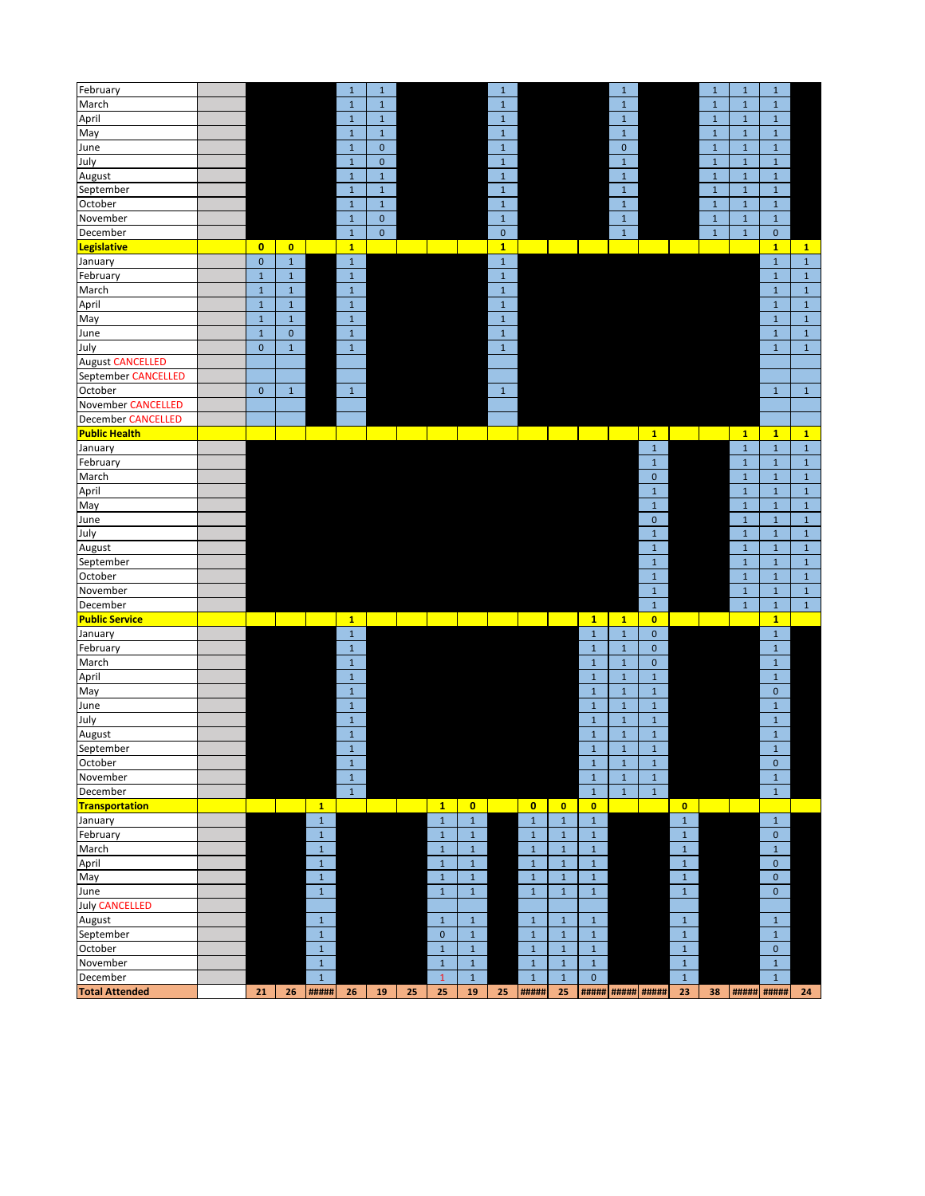| | | | | | | | | | | | | | | | | | | | | |
|---|---|---|---|---|---|---|---|---|---|---|---|---|---|---|---|---|---|---|---|---|
| February | | | | | 1 | 1 | | | | 1 | | | | 1 | | | 1 | 1 | 1 | |
| March | | | | | 1 | 1 | | | | 1 | | | | 1 | | | 1 | 1 | 1 | |
| April | | | | | 1 | 1 | | | | 1 | | | | 1 | | | 1 | 1 | 1 | |
| May | | | | | 1 | 1 | | | | 1 | | | | 1 | | | 1 | 1 | 1 | |
| June | | | | | 1 | 0 | | | | 1 | | | | 0 | | | 1 | 1 | 1 | |
| July | | | | | 1 | 0 | | | | 1 | | | | 1 | | | 1 | 1 | 1 | |
| August | | | | | 1 | 1 | | | | 1 | | | | 1 | | | 1 | 1 | 1 | |
| September | | | | | 1 | 1 | | | | 1 | | | | 1 | | | 1 | 1 | 1 | |
| October | | | | | 1 | 1 | | | | 1 | | | | 1 | | | 1 | 1 | 1 | |
| November | | | | | 1 | 0 | | | | 1 | | | | 1 | | | 1 | 1 | 1 | |
| December | | | | | 1 | 0 | | | | 0 | | | | 1 | | | 1 | 1 | 0 | |
| **Legislative** | | **0** | **0** | | **1** | | | | | **1** | | | | | | | | | **1** | **1** |
| January | | 0 | 1 | | 1 | | | | | 1 | | | | | | | | | 1 | 1 |
| February | | 1 | 1 | | 1 | | | | | 1 | | | | | | | | | 1 | 1 |
| March | | 1 | 1 | | 1 | | | | | 1 | | | | | | | | | 1 | 1 |
| April | | 1 | 1 | | 1 | | | | | 1 | | | | | | | | | 1 | 1 |
| May | | 1 | 1 | | 1 | | | | | 1 | | | | | | | | | 1 | 1 |
| June | | 1 | 0 | | 1 | | | | | 1 | | | | | | | | | 1 | 1 |
| July | | 0 | 1 | | 1 | | | | | 1 | | | | | | | | | 1 | 1 |
| August CANCELLED | | | | | | | | | | | | | | | | | | | | |
| September CANCELLED | | | | | | | | | | | | | | | | | | | | |
| October | | 0 | 1 | | 1 | | | | | 1 | | | | | | | | | 1 | 1 |
| November CANCELLED | | | | | | | | | | | | | | | | | | | | |
| December CANCELLED | | | | | | | | | | | | | | | | | | | | |
| **Public Health** | | | | | | | | | | | | | | | **1** | | | **1** | **1** | **1** |
| January | | | | | | | | | | | | | | | 1 | | | 1 | 1 | 1 |
| February | | | | | | | | | | | | | | | 1 | | | 1 | 1 | 1 |
| March | | | | | | | | | | | | | | | 0 | | | 1 | 1 | 1 |
| April | | | | | | | | | | | | | | | 1 | | | 1 | 1 | 1 |
| May | | | | | | | | | | | | | | | 1 | | | 1 | 1 | 1 |
| June | | | | | | | | | | | | | | | 0 | | | 1 | 1 | 1 |
| July | | | | | | | | | | | | | | | 1 | | | 1 | 1 | 1 |
| August | | | | | | | | | | | | | | | 1 | | | 1 | 1 | 1 |
| September | | | | | | | | | | | | | | | 1 | | | 1 | 1 | 1 |
| October | | | | | | | | | | | | | | | 1 | | | 1 | 1 | 1 |
| November | | | | | | | | | | | | | | | 1 | | | 1 | 1 | 1 |
| December | | | | | | | | | | | | | | | 1 | | | 1 | 1 | 1 |
| **Public Service** | | | | | **1** | | | | | | | | **1** | **1** | **0** | | | | **1** | |
| January | | | | | 1 | | | | | | | | 1 | 1 | 0 | | | | 1 | |
| February | | | | | 1 | | | | | | | | 1 | 1 | 0 | | | | 1 | |
| March | | | | | 1 | | | | | | | | 1 | 1 | 0 | | | | 1 | |
| April | | | | | 1 | | | | | | | | 1 | 1 | 1 | | | | 1 | |
| May | | | | | 1 | | | | | | | | 1 | 1 | 1 | | | | 0 | |
| June | | | | | 1 | | | | | | | | 1 | 1 | 1 | | | | 1 | |
| July | | | | | 1 | | | | | | | | 1 | 1 | 1 | | | | 1 | |
| August | | | | | 1 | | | | | | | | 1 | 1 | 1 | | | | 1 | |
| September | | | | | 1 | | | | | | | | 1 | 1 | 1 | | | | 1 | |
| October | | | | | 1 | | | | | | | | 1 | 1 | 1 | | | | 0 | |
| November | | | | | 1 | | | | | | | | 1 | 1 | 1 | | | | 1 | |
| December | | | | | 1 | | | | | | | | 1 | 1 | 1 | | | | 1 | |
| **Transportation** | | | | **1** | | | | **1** | **0** | | **0** | **0** | **0** | | | **0** | | | | |
| January | | | | 1 | | | | 1 | 1 | | 1 | 1 | 1 | | | 1 | | | 1 | |
| February | | | | 1 | | | | 1 | 1 | | 1 | 1 | 1 | | | 1 | | | 0 | |
| March | | | | 1 | | | | 1 | 1 | | 1 | 1 | 1 | | | 1 | | | 1 | |
| April | | | | 1 | | | | 1 | 1 | | 1 | 1 | 1 | | | 1 | | | 0 | |
| May | | | | 1 | | | | 1 | 1 | | 1 | 1 | 1 | | | 1 | | | 0 | |
| June | | | | 1 | | | | 1 | 1 | | 1 | 1 | 1 | | | 1 | | | 0 | |
| July CANCELLED | | | | | | | | | | | | | | | | | | | | |
| August | | | | 1 | | | | 1 | 1 | | 1 | 1 | 1 | | | 1 | | | 1 | |
| September | | | | 1 | | | | 0 | 1 | | 1 | 1 | 1 | | | 1 | | | 1 | |
| October | | | | 1 | | | | 1 | 1 | | 1 | 1 | 1 | | | 1 | | | 0 | |
| November | | | | 1 | | | | 1 | 1 | | 1 | 1 | 1 | | | 1 | | | 1 | |
| December | | | | 1 | | | | 1 | 1 | | 1 | 1 | 0 | | | 1 | | | 1 | |
| **Total Attended** | | 21 | 26 | ##### | 26 | 19 | 25 | 25 | 19 | 25 | ##### | 25 | ##### | ##### | ##### | 23 | 38 | ##### | ##### | 24 |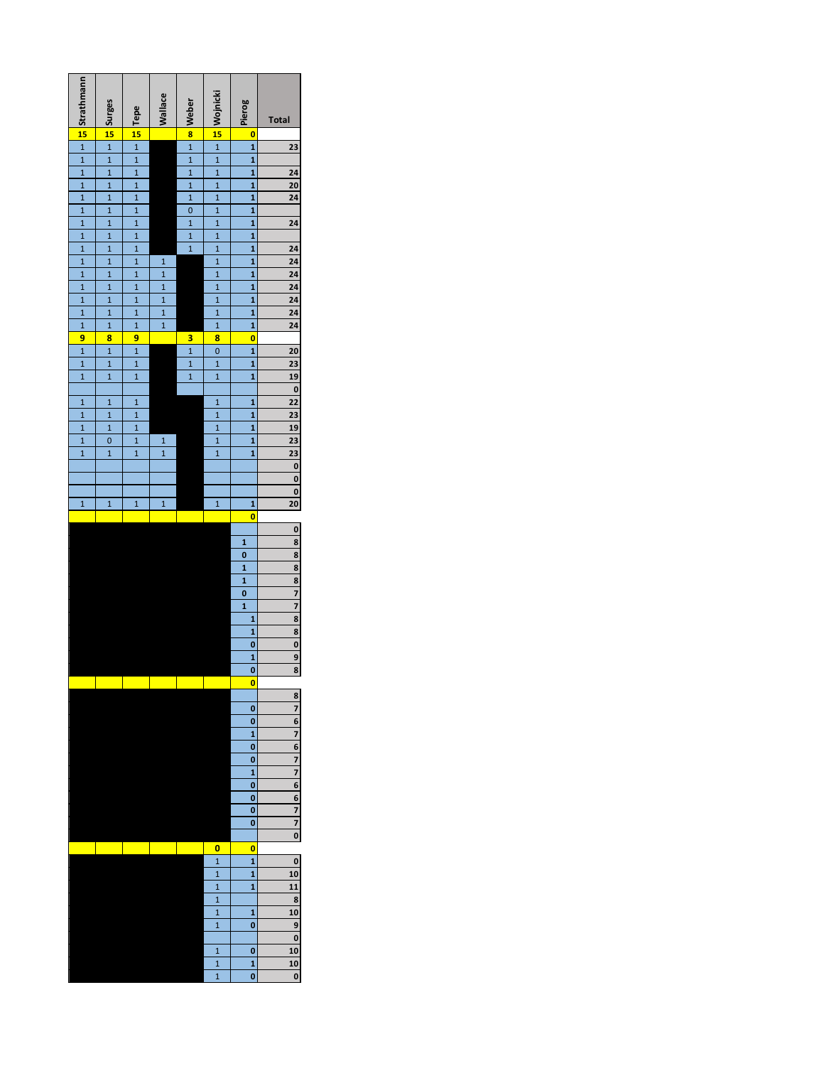| Strathmann | Surges | Tepe | Wallace | Weber | Wojnicki | Pierog | Total |
|---|---|---|---|---|---|---|---|
| 15 | 15 | 15 | | 8 | 15 | 0 | |
| 1 | 1 | 1 | | 1 | 1 | 1 | 23 |
| 1 | 1 | 1 | | 1 | 1 | 1 | |
| 1 | 1 | 1 | | 1 | 1 | 1 | 24 |
| 1 | 1 | 1 | | 1 | 1 | 1 | 20 |
| 1 | 1 | 1 | | 1 | 1 | 1 | 24 |
| 1 | 1 | 1 | | 0 | 1 | 1 | |
| 1 | 1 | 1 | | 1 | 1 | 1 | 24 |
| 1 | 1 | 1 | | 1 | 1 | 1 | |
| 1 | 1 | 1 | | 1 | 1 | 1 | 24 |
| 1 | 1 | 1 | 1 | | 1 | 1 | 24 |
| 1 | 1 | 1 | 1 | | 1 | 1 | 24 |
| 1 | 1 | 1 | 1 | | 1 | 1 | 24 |
| 1 | 1 | 1 | 1 | | 1 | 1 | 24 |
| 1 | 1 | 1 | 1 | | 1 | 1 | 24 |
| 1 | 1 | 1 | 1 | | 1 | 1 | 24 |
| 9 | 8 | 9 | | 3 | 8 | 0 | |
| 1 | 1 | 1 | | 1 | 0 | 1 | 20 |
| 1 | 1 | 1 | | 1 | 1 | 1 | 23 |
| 1 | 1 | 1 | | 1 | 1 | 1 | 19 |
| | | | | | | | 0 |
| 1 | 1 | 1 | | | 1 | 1 | 22 |
| 1 | 1 | 1 | | | 1 | 1 | 23 |
| 1 | 1 | 1 | | | 1 | 1 | 19 |
| 1 | 0 | 1 | 1 | | 1 | 1 | 23 |
| 1 | 1 | 1 | 1 | | 1 | 1 | 23 |
| | | | | | | | 0 |
| | | | | | | | 0 |
| | | | | | | | 0 |
| 1 | 1 | 1 | 1 | | 1 | 1 | 20 |
| | | | | | | 0 | |
| | | | | | | | 0 |
| | | | | | | 1 | 8 |
| | | | | | | 0 | 8 |
| | | | | | | 1 | 8 |
| | | | | | | 1 | 8 |
| | | | | | | 0 | 7 |
| | | | | | | 1 | 7 |
| | | | | | | 1 | 8 |
| | | | | | | 1 | 8 |
| | | | | | | 0 | 0 |
| | | | | | | 1 | 9 |
| | | | | | | 0 | 8 |
| | | | | | | 0 | |
| | | | | | | | 8 |
| | | | | | | 0 | 7 |
| | | | | | | 0 | 6 |
| | | | | | | 1 | 7 |
| | | | | | | 0 | 6 |
| | | | | | | 0 | 7 |
| | | | | | | 1 | 7 |
| | | | | | | 0 | 6 |
| | | | | | | 0 | 6 |
| | | | | | | 0 | 7 |
| | | | | | | 0 | 7 |
| | | | | | | | 0 |
| | | | | | 0 | 0 | |
| | | | | | 1 | 1 | 0 |
| | | | | | 1 | 1 | 10 |
| | | | | | 1 | 1 | 11 |
| | | | | | 1 | | 8 |
| | | | | | 1 | 1 | 10 |
| | | | | | 1 | 0 | 9 |
| | | | | | | | 0 |
| | | | | | 1 | 0 | 10 |
| | | | | | 1 | 1 | 10 |
| | | | | | 1 | 0 | 0 |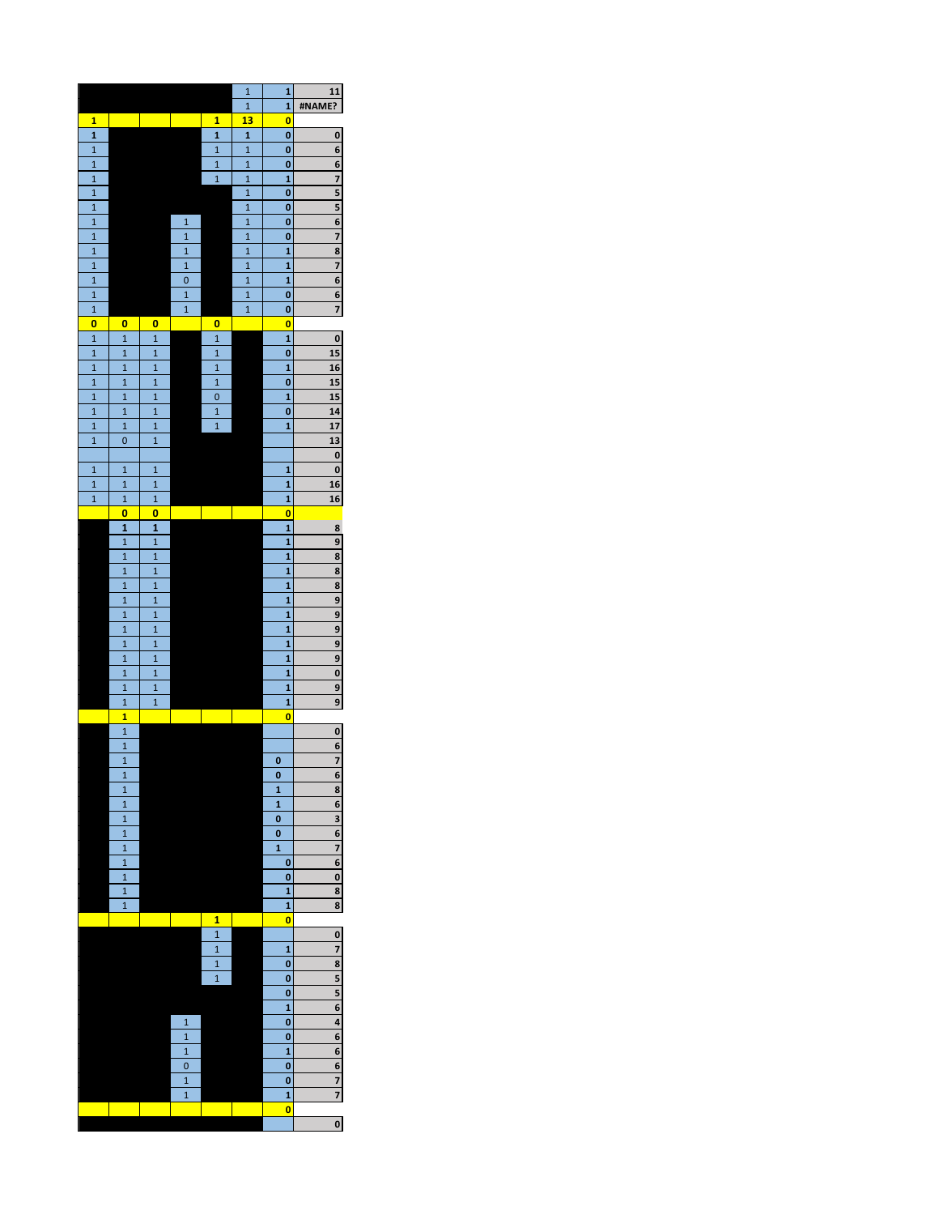| | | | | | | | |
|---|---|---|---|---|---|---|---|
| | | | | | 1 | 1 | 11 |
| | | | | | 1 | 1 | #NAME? |
| 1 | | | | 1 | 13 | 0 | |
| 1 | | | | 1 | 1 | 0 | 0 |
| 1 | | | | 1 | 1 | 0 | 6 |
| 1 | | | | 1 | 1 | 0 | 6 |
| 1 | | | | 1 | 1 | 1 | 7 |
| 1 | | | | | 1 | 0 | 5 |
| 1 | | | | | 1 | 0 | 5 |
| 1 | | | 1 | | 1 | 0 | 6 |
| 1 | | | 1 | | 1 | 0 | 7 |
| 1 | | | 1 | | 1 | 1 | 8 |
| 1 | | | 1 | | 1 | 1 | 7 |
| 1 | | | 0 | | 1 | 1 | 6 |
| 1 | | | 1 | | 1 | 0 | 6 |
| 1 | | | 1 | | 1 | 0 | 7 |
| 0 | 0 | 0 | | 0 | | 0 | |
| 1 | 1 | 1 | | 1 | | 1 | 0 |
| 1 | 1 | 1 | | 1 | | 0 | 15 |
| 1 | 1 | 1 | | 1 | | 1 | 16 |
| 1 | 1 | 1 | | 1 | | 0 | 15 |
| 1 | 1 | 1 | | 0 | | 1 | 15 |
| 1 | 1 | 1 | | 1 | | 0 | 14 |
| 1 | 1 | 1 | | 1 | | 1 | 17 |
| 1 | 0 | 1 | | | | | 13 |
| | | | | | | | 0 |
| 1 | 1 | 1 | | | | 1 | 0 |
| 1 | 1 | 1 | | | | 1 | 16 |
| 1 | 1 | 1 | | | | 1 | 16 |
| | 0 | 0 | | | | 0 | |
| | 1 | 1 | | | | 1 | 8 |
| | 1 | 1 | | | | 1 | 9 |
| | 1 | 1 | | | | 1 | 8 |
| | 1 | 1 | | | | 1 | 8 |
| | 1 | 1 | | | | 1 | 8 |
| | 1 | 1 | | | | 1 | 9 |
| | 1 | 1 | | | | 1 | 9 |
| | 1 | 1 | | | | 1 | 9 |
| | 1 | 1 | | | | 1 | 9 |
| | 1 | 1 | | | | 1 | 9 |
| | 1 | 1 | | | | 1 | 0 |
| | 1 | 1 | | | | 1 | 9 |
| | 1 | 1 | | | | 1 | 9 |
| | 1 | | | | | 0 | |
| | 1 | | | | | | 0 |
| | 1 | | | | | | 6 |
| | 1 | | | | | 0 | 7 |
| | 1 | | | | | 0 | 6 |
| | 1 | | | | | 1 | 8 |
| | 1 | | | | | 1 | 6 |
| | 1 | | | | | 0 | 3 |
| | 1 | | | | | 0 | 6 |
| | 1 | | | | | 1 | 7 |
| | 1 | | | | | 0 | 6 |
| | 1 | | | | | 0 | 0 |
| | 1 | | | | | 1 | 8 |
| | 1 | | | | | 1 | 8 |
| | | | | 1 | | 0 | |
| | | | | 1 | | | 0 |
| | | | | 1 | | 1 | 7 |
| | | | | 1 | | 0 | 8 |
| | | | | 1 | | 0 | 5 |
| | | | | | | 0 | 5 |
| | | | | | | 1 | 6 |
| | | | 1 | | | 0 | 4 |
| | | | 1 | | | 0 | 6 |
| | | | 1 | | | 1 | 6 |
| | | | 0 | | | 0 | 6 |
| | | | 1 | | | 0 | 7 |
| | | | 1 | | | 1 | 7 |
| | | | | | | 0 | |
| | | | | | | | 0 |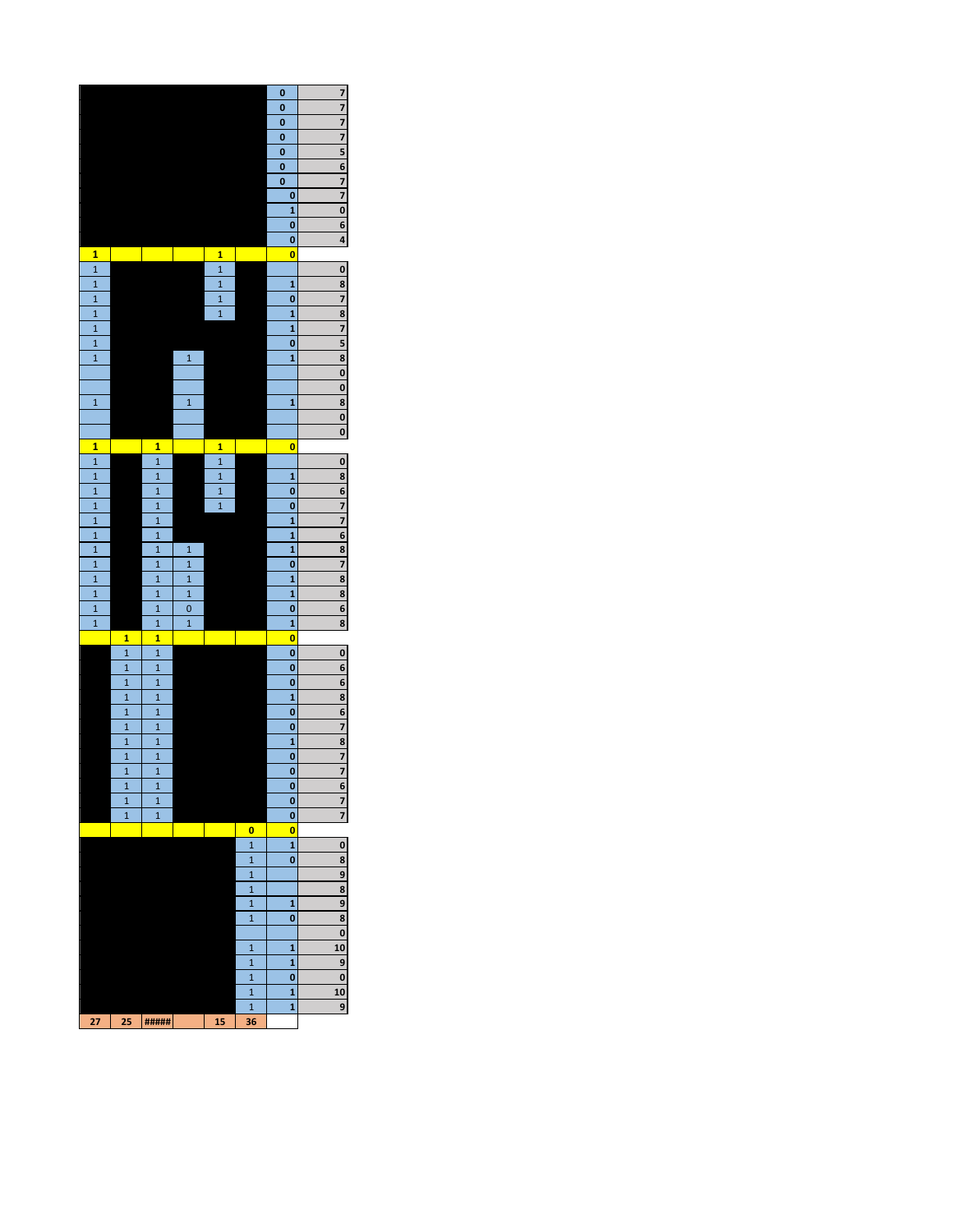| | | | | | | | |
|---|---|---|---|---|---|---|---|
| | | | | | | 0 | 7 |
| | | | | | | 0 | 7 |
| | | | | | | 0 | 7 |
| | | | | | | 0 | 7 |
| | | | | | | 0 | 5 |
| | | | | | | 0 | 6 |
| | | | | | | 0 | 7 |
| | | | | | | 0 | 7 |
| | | | | | | 1 | 0 |
| | | | | | | 0 | 6 |
| | | | | | | 0 | 4 |
| 1 | | | | 1 | | 0 | |
| 1 | | | | 1 | | | 0 |
| 1 | | | | 1 | | 1 | 8 |
| 1 | | | | 1 | | 0 | 7 |
| 1 | | | | 1 | | 1 | 8 |
| 1 | | | | | | 1 | 7 |
| 1 | | | | | | 0 | 5 |
| 1 | | | 1 | | | 1 | 8 |
| | | | | | | | 0 |
| | | | | | | | 0 |
| 1 | | | 1 | | | 1 | 8 |
| | | | | | | | 0 |
| | | | | | | | 0 |
| 1 | | 1 | | 1 | | 0 | |
| 1 | | 1 | | 1 | | | 0 |
| 1 | | 1 | | 1 | | 1 | 8 |
| 1 | | 1 | | 1 | | 0 | 6 |
| 1 | | 1 | | 1 | | 0 | 7 |
| 1 | | 1 | | | | 1 | 7 |
| 1 | | 1 | | | | 1 | 6 |
| 1 | | 1 | 1 | | | 1 | 8 |
| 1 | | 1 | 1 | | | 0 | 7 |
| 1 | | 1 | 1 | | | 1 | 8 |
| 1 | | 1 | 1 | | | 1 | 8 |
| 1 | | 1 | 0 | | | 0 | 6 |
| 1 | | 1 | 1 | | | 1 | 8 |
| | 1 | 1 | | | | 0 | |
| | 1 | 1 | | | | 0 | 0 |
| | 1 | 1 | | | | 0 | 6 |
| | 1 | 1 | | | | 0 | 6 |
| | 1 | 1 | | | | 1 | 8 |
| | 1 | 1 | | | | 0 | 6 |
| | 1 | 1 | | | | 0 | 7 |
| | 1 | 1 | | | | 1 | 8 |
| | 1 | 1 | | | | 0 | 7 |
| | 1 | 1 | | | | 0 | 7 |
| | 1 | 1 | | | | 0 | 6 |
| | 1 | 1 | | | | 0 | 7 |
| | 1 | 1 | | | | 0 | 7 |
| | | | | | 0 | 0 | |
| | | | | | 1 | 1 | 0 |
| | | | | | 1 | 0 | 8 |
| | | | | | 1 | | 9 |
| | | | | | 1 | | 8 |
| | | | | | 1 | 1 | 9 |
| | | | | | 1 | 0 | 8 |
| | | | | | | | 0 |
| | | | | | 1 | 1 | 10 |
| | | | | | 1 | 1 | 9 |
| | | | | | 1 | 0 | 0 |
| | | | | | 1 | 1 | 10 |
| | | | | | 1 | 1 | 9 |
| 27 | 25 | ##### | | 15 | 36 | | |